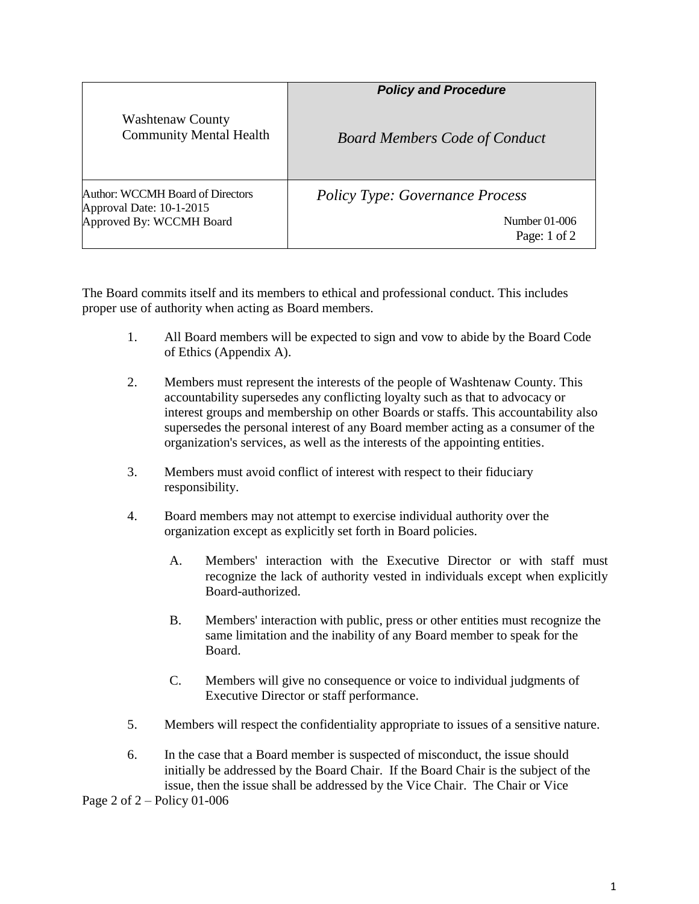| Washtenaw County Community Mental Health | *Policy and Procedure* <br> *Board Members Code of Conduct* |
|---|---|
| Author: WCCMH Board of Directors <br> Approval Date: 10-1-2015 <br> Approved By: WCCMH Board | *Policy Type: Governance Process* <br> Number 01-006 <br> Page: 1 of 2 |

The Board commits itself and its members to ethical and professional conduct. This includes proper use of authority when acting as Board members.

1. All Board members will be expected to sign and vow to abide by the Board Code of Ethics (Appendix A).

2. Members must represent the interests of the people of Washtenaw County. This accountability supersedes any conflicting loyalty such as that to advocacy or interest groups and membership on other Boards or staffs. This accountability also supersedes the personal interest of any Board member acting as a consumer of the organization's services, as well as the interests of the appointing entities.

3. Members must avoid conflict of interest with respect to their fiduciary responsibility.

4. Board members may not attempt to exercise individual authority over the organization except as explicitly set forth in Board policies.

   A. Members' interaction with the Executive Director or with staff must recognize the lack of authority vested in individuals except when explicitly Board-authorized.

   B. Members' interaction with public, press or other entities must recognize the same limitation and the inability of any Board member to speak for the Board.

   C. Members will give no consequence or voice to individual judgments of Executive Director or staff performance.

5. Members will respect the confidentiality appropriate to issues of a sensitive nature.

6. In the case that a Board member is suspected of misconduct, the issue should initially be addressed by the Board Chair. If the Board Chair is the subject of the issue, then the issue shall be addressed by the Vice Chair. The Chair or Vice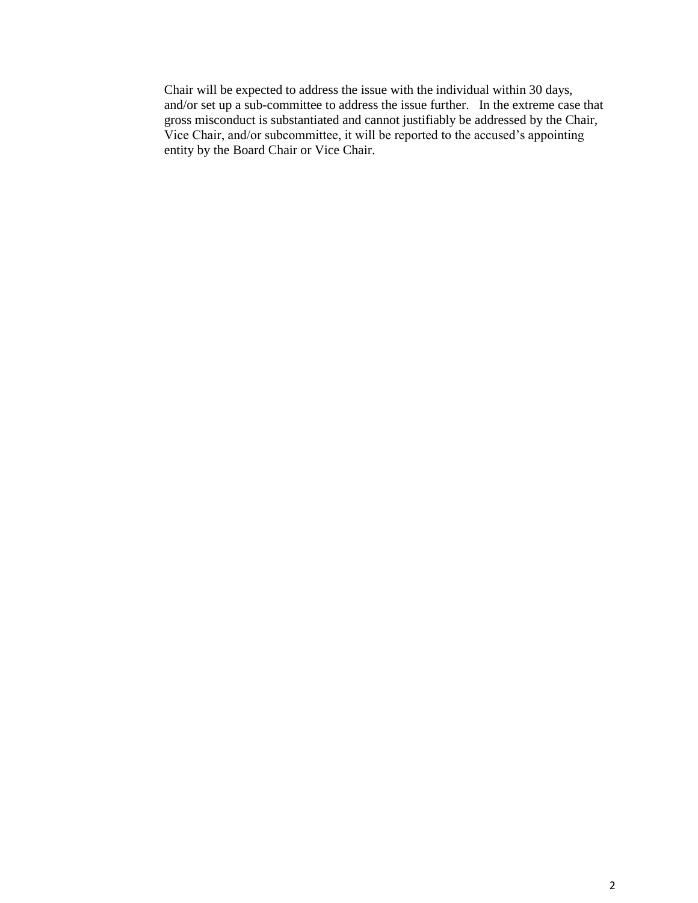Chair will be expected to address the issue with the individual within 30 days, and/or set up a sub-committee to address the issue further. In the extreme case that gross misconduct is substantiated and cannot justifiably be addressed by the Chair, Vice Chair, and/or subcommittee, it will be reported to the accused's appointing entity by the Board Chair or Vice Chair.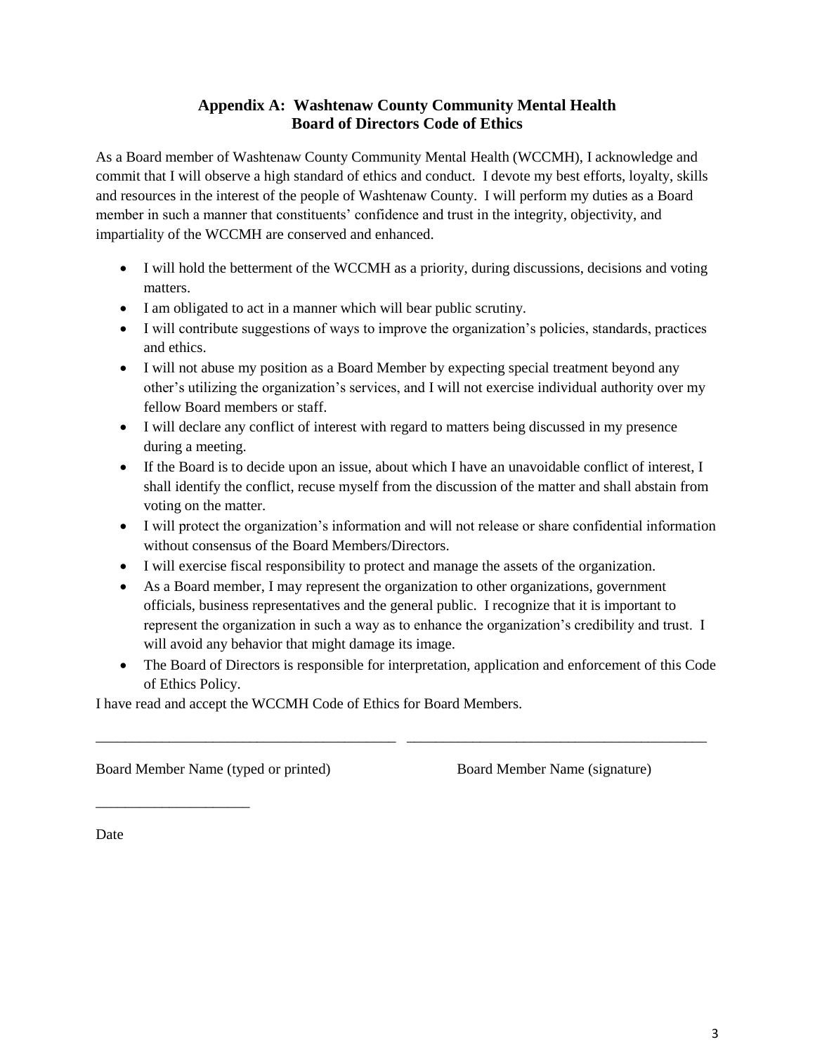## Appendix A: Washtenaw County Community Mental Health Board of Directors Code of Ethics

As a Board member of Washtenaw County Community Mental Health (WCCMH), I acknowledge and commit that I will observe a high standard of ethics and conduct. I devote my best efforts, loyalty, skills and resources in the interest of the people of Washtenaw County. I will perform my duties as a Board member in such a manner that constituents' confidence and trust in the integrity, objectivity, and impartiality of the WCCMH are conserved and enhanced.

- I will hold the betterment of the WCCMH as a priority, during discussions, decisions and voting matters.
- I am obligated to act in a manner which will bear public scrutiny.
- I will contribute suggestions of ways to improve the organization's policies, standards, practices and ethics.
- I will not abuse my position as a Board Member by expecting special treatment beyond any other's utilizing the organization's services, and I will not exercise individual authority over my fellow Board members or staff.
- I will declare any conflict of interest with regard to matters being discussed in my presence during a meeting.
- If the Board is to decide upon an issue, about which I have an unavoidable conflict of interest, I shall identify the conflict, recuse myself from the discussion of the matter and shall abstain from voting on the matter.
- I will protect the organization's information and will not release or share confidential information without consensus of the Board Members/Directors.
- I will exercise fiscal responsibility to protect and manage the assets of the organization.
- As a Board member, I may represent the organization to other organizations, government officials, business representatives and the general public. I recognize that it is important to represent the organization in such a way as to enhance the organization's credibility and trust. I will avoid any behavior that might damage its image.
- The Board of Directors is responsible for interpretation, application and enforcement of this Code of Ethics Policy.

I have read and accept the WCCMH Code of Ethics for Board Members.

_________________________________________ _________________________________________

Board Member Name (typed or printed) Board Member Name (signature)

____________________

Date